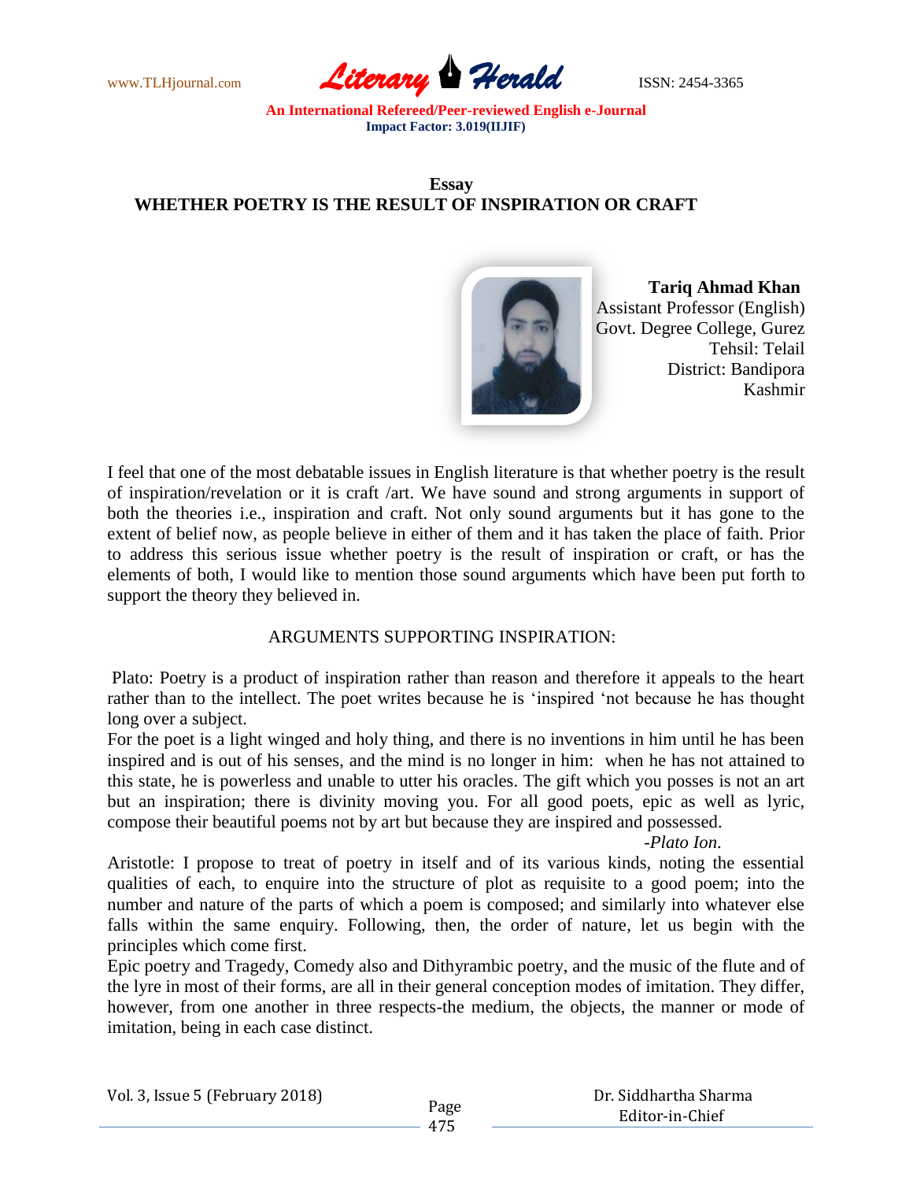**Essay**

# WHETHER POETRY IS THE RESULT OF INSPIRATION OR CRAFT

**Tariq Ahmad Khan**
Assistant Professor (English)
Govt. Degree College, Gurez
Tehsil: Telail
District: Bandipora
Kashmir

I feel that one of the most debatable issues in English literature is that whether poetry is the result of inspiration/revelation or it is craft /art. We have sound and strong arguments in support of both the theories i.e., inspiration and craft. Not only sound arguments but it has gone to the extent of belief now, as people believe in either of them and it has taken the place of faith. Prior to address this serious issue whether poetry is the result of inspiration or craft, or has the elements of both, I would like to mention those sound arguments which have been put forth to support the theory they believed in.

## ARGUMENTS SUPPORTING INSPIRATION:

Plato: Poetry is a product of inspiration rather than reason and therefore it appeals to the heart rather than to the intellect. The poet writes because he is 'inspired 'not because he has thought long over a subject.

For the poet is a light winged and holy thing, and there is no inventions in him until he has been inspired and is out of his senses, and the mind is no longer in him: when he has not attained to this state, he is powerless and unable to utter his oracles. The gift which you posses is not an art but an inspiration; there is divinity moving you. For all good poets, epic as well as lyric, compose their beautiful poems not by art but because they are inspired and possessed.

*-Plato Ion.*

Aristotle: I propose to treat of poetry in itself and of its various kinds, noting the essential qualities of each, to enquire into the structure of plot as requisite to a good poem; into the number and nature of the parts of which a poem is composed; and similarly into whatever else falls within the same enquiry. Following, then, the order of nature, let us begin with the principles which come first.

Epic poetry and Tragedy, Comedy also and Dithyrambic poetry, and the music of the flute and of the lyre in most of their forms, are all in their general conception modes of imitation. They differ, however, from one another in three respects-the medium, the objects, the manner or mode of imitation, being in each case distinct.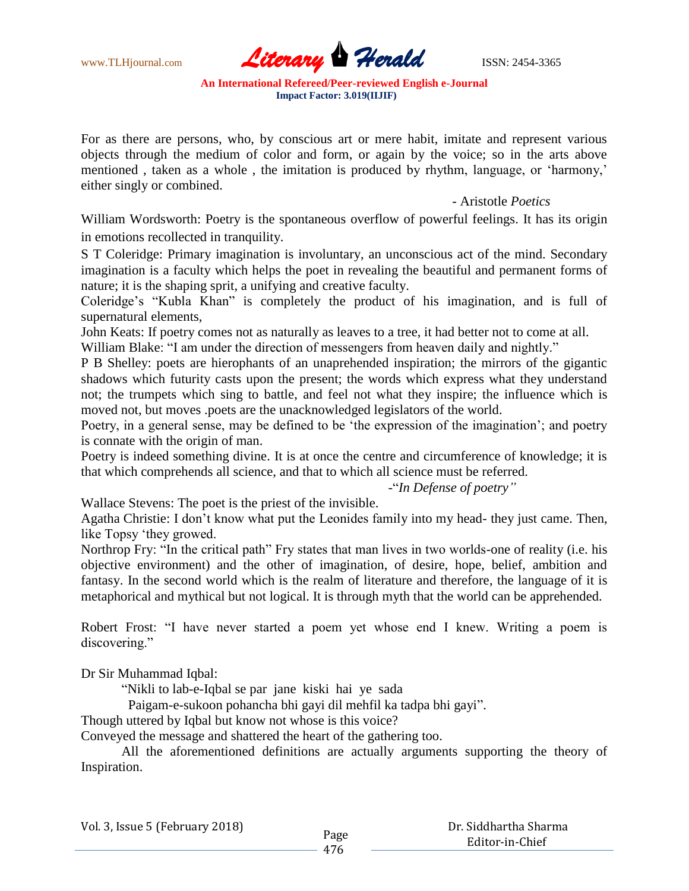For as there are persons, who, by conscious art or mere habit, imitate and represent various objects through the medium of color and form, or again by the voice; so in the arts above mentioned , taken as a whole , the imitation is produced by rhythm, language, or 'harmony,' either singly or combined.

- Aristotle *Poetics*

William Wordsworth: Poetry is the spontaneous overflow of powerful feelings. It has its origin in emotions recollected in tranquility.

S T Coleridge: Primary imagination is involuntary, an unconscious act of the mind. Secondary imagination is a faculty which helps the poet in revealing the beautiful and permanent forms of nature; it is the shaping sprit, a unifying and creative faculty.

Coleridge's "Kubla Khan" is completely the product of his imagination, and is full of supernatural elements,

John Keats: If poetry comes not as naturally as leaves to a tree, it had better not to come at all.

William Blake: "I am under the direction of messengers from heaven daily and nightly."

P B Shelley: poets are hierophants of an unaprehended inspiration; the mirrors of the gigantic shadows which futurity casts upon the present; the words which express what they understand not; the trumpets which sing to battle, and feel not what they inspire; the influence which is moved not, but moves .poets are the unacknowledged legislators of the world.

Poetry, in a general sense, may be defined to be 'the expression of the imagination'; and poetry is connate with the origin of man.

Poetry is indeed something divine. It is at once the centre and circumference of knowledge; it is that which comprehends all science, and that to which all science must be referred.

-"*In Defense of poetry"*

Wallace Stevens: The poet is the priest of the invisible.

Agatha Christie: I don't know what put the Leonides family into my head- they just came. Then, like Topsy 'they growed.

Northrop Fry: "In the critical path" Fry states that man lives in two worlds-one of reality (i.e. his objective environment) and the other of imagination, of desire, hope, belief, ambition and fantasy. In the second world which is the realm of literature and therefore, the language of it is metaphorical and mythical but not logical. It is through myth that the world can be apprehended.

Robert Frost: "I have never started a poem yet whose end I knew. Writing a poem is discovering."

Dr Sir Muhammad Iqbal:

"Nikli to lab-e-Iqbal se par jane kiski hai ye sada

Paigam-e-sukoon pohancha bhi gayi dil mehfil ka tadpa bhi gayi".

Though uttered by Iqbal but know not whose is this voice?

Conveyed the message and shattered the heart of the gathering too.

All the aforementioned definitions are actually arguments supporting the theory of Inspiration.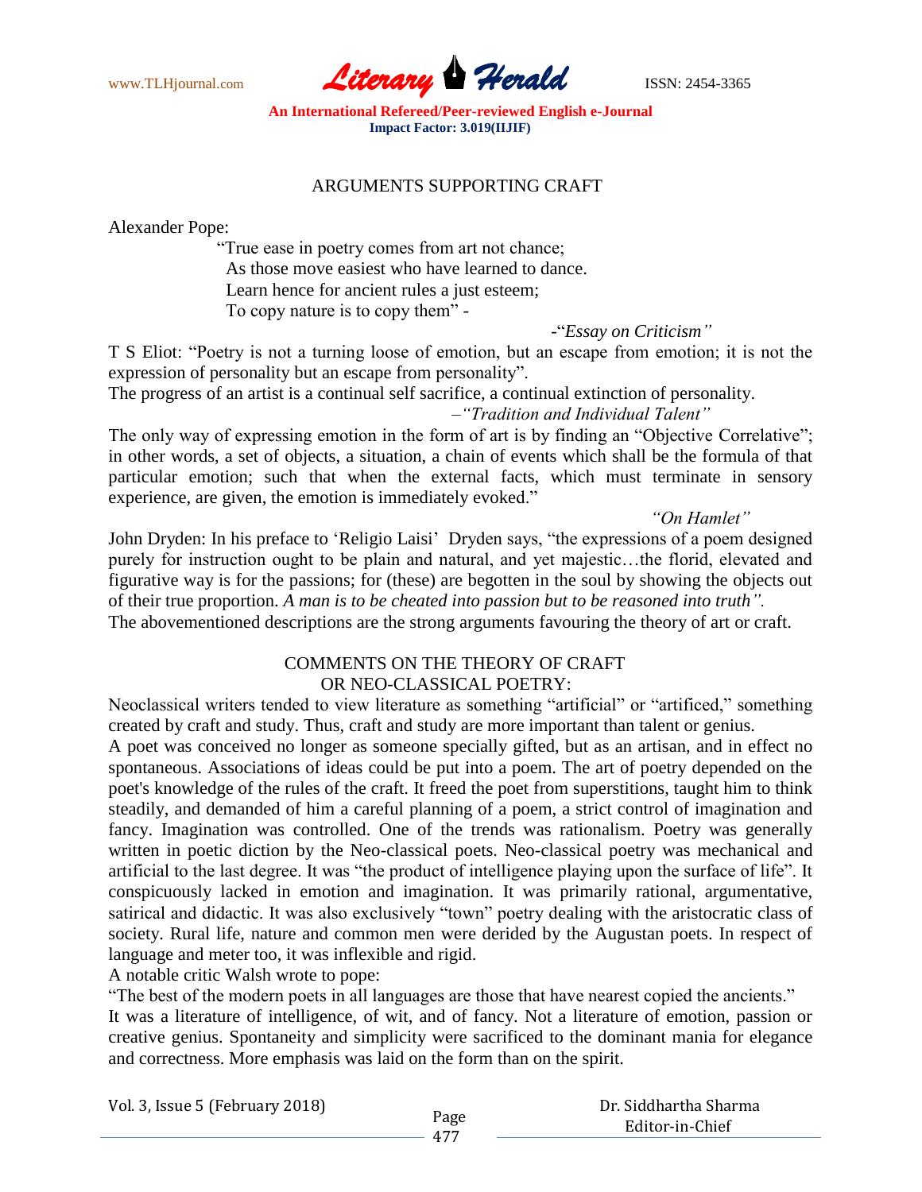## ARGUMENTS SUPPORTING CRAFT

Alexander Pope:

"True ease in poetry comes from art not chance;
As those move easiest who have learned to dance.
Learn hence for ancient rules a just esteem;
To copy nature is to copy them" -

-"*Essay on Criticism"*

T S Eliot: "Poetry is not a turning loose of emotion, but an escape from emotion; it is not the expression of personality but an escape from personality".

The progress of an artist is a continual self sacrifice, a continual extinction of personality.

*–"Tradition and Individual Talent"*

The only way of expressing emotion in the form of art is by finding an "Objective Correlative"; in other words, a set of objects, a situation, a chain of events which shall be the formula of that particular emotion; such that when the external facts, which must terminate in sensory experience, are given, the emotion is immediately evoked."

*"On Hamlet"*

John Dryden: In his preface to 'Religio Laisi' Dryden says, "the expressions of a poem designed purely for instruction ought to be plain and natural, and yet majestic…the florid, elevated and figurative way is for the passions; for (these) are begotten in the soul by showing the objects out of their true proportion. *A man is to be cheated into passion but to be reasoned into truth".*

The abovementioned descriptions are the strong arguments favouring the theory of art or craft.

## COMMENTS ON THE THEORY OF CRAFT OR NEO-CLASSICAL POETRY:

Neoclassical writers tended to view literature as something "artificial" or "artificed," something created by craft and study. Thus, craft and study are more important than talent or genius.

A poet was conceived no longer as someone specially gifted, but as an artisan, and in effect no spontaneous. Associations of ideas could be put into a poem. The art of poetry depended on the poet's knowledge of the rules of the craft. It freed the poet from superstitions, taught him to think steadily, and demanded of him a careful planning of a poem, a strict control of imagination and fancy. Imagination was controlled. One of the trends was rationalism. Poetry was generally written in poetic diction by the Neo-classical poets. Neo-classical poetry was mechanical and artificial to the last degree. It was "the product of intelligence playing upon the surface of life". It conspicuously lacked in emotion and imagination. It was primarily rational, argumentative, satirical and didactic. It was also exclusively "town" poetry dealing with the aristocratic class of society. Rural life, nature and common men were derided by the Augustan poets. In respect of language and meter too, it was inflexible and rigid.

A notable critic Walsh wrote to pope:

"The best of the modern poets in all languages are those that have nearest copied the ancients."

It was a literature of intelligence, of wit, and of fancy. Not a literature of emotion, passion or creative genius. Spontaneity and simplicity were sacrificed to the dominant mania for elegance and correctness. More emphasis was laid on the form than on the spirit.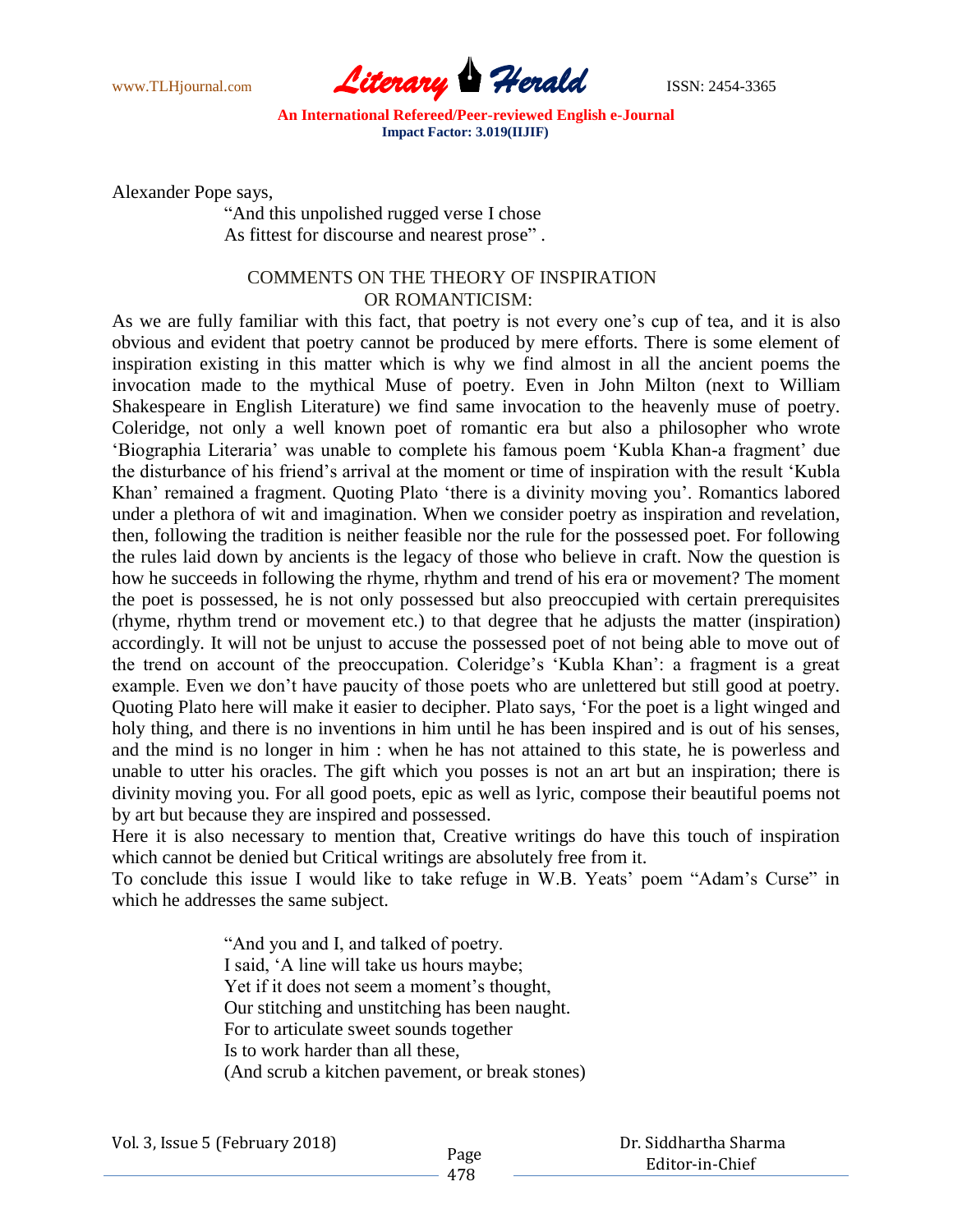Alexander Pope says,

> "And this unpolished rugged verse I chose
> As fittest for discourse and nearest prose" .

## COMMENTS ON THE THEORY OF INSPIRATION OR ROMANTICISM:

As we are fully familiar with this fact, that poetry is not every one's cup of tea, and it is also obvious and evident that poetry cannot be produced by mere efforts. There is some element of inspiration existing in this matter which is why we find almost in all the ancient poems the invocation made to the mythical Muse of poetry. Even in John Milton (next to William Shakespeare in English Literature) we find same invocation to the heavenly muse of poetry. Coleridge, not only a well known poet of romantic era but also a philosopher who wrote 'Biographia Literaria' was unable to complete his famous poem 'Kubla Khan-a fragment' due the disturbance of his friend's arrival at the moment or time of inspiration with the result 'Kubla Khan' remained a fragment. Quoting Plato 'there is a divinity moving you'. Romantics labored under a plethora of wit and imagination. When we consider poetry as inspiration and revelation, then, following the tradition is neither feasible nor the rule for the possessed poet. For following the rules laid down by ancients is the legacy of those who believe in craft. Now the question is how he succeeds in following the rhyme, rhythm and trend of his era or movement? The moment the poet is possessed, he is not only possessed but also preoccupied with certain prerequisites (rhyme, rhythm trend or movement etc.) to that degree that he adjusts the matter (inspiration) accordingly. It will not be unjust to accuse the possessed poet of not being able to move out of the trend on account of the preoccupation. Coleridge's 'Kubla Khan': a fragment is a great example. Even we don't have paucity of those poets who are unlettered but still good at poetry. Quoting Plato here will make it easier to decipher. Plato says, 'For the poet is a light winged and holy thing, and there is no inventions in him until he has been inspired and is out of his senses, and the mind is no longer in him : when he has not attained to this state, he is powerless and unable to utter his oracles. The gift which you posses is not an art but an inspiration; there is divinity moving you. For all good poets, epic as well as lyric, compose their beautiful poems not by art but because they are inspired and possessed.

Here it is also necessary to mention that, Creative writings do have this touch of inspiration which cannot be denied but Critical writings are absolutely free from it.

To conclude this issue I would like to take refuge in W.B. Yeats' poem "Adam's Curse" in which he addresses the same subject.

> "And you and I, and talked of poetry.
> I said, 'A line will take us hours maybe;
> Yet if it does not seem a moment's thought,
> Our stitching and unstitching has been naught.
> For to articulate sweet sounds together
> Is to work harder than all these,
> (And scrub a kitchen pavement, or break stones)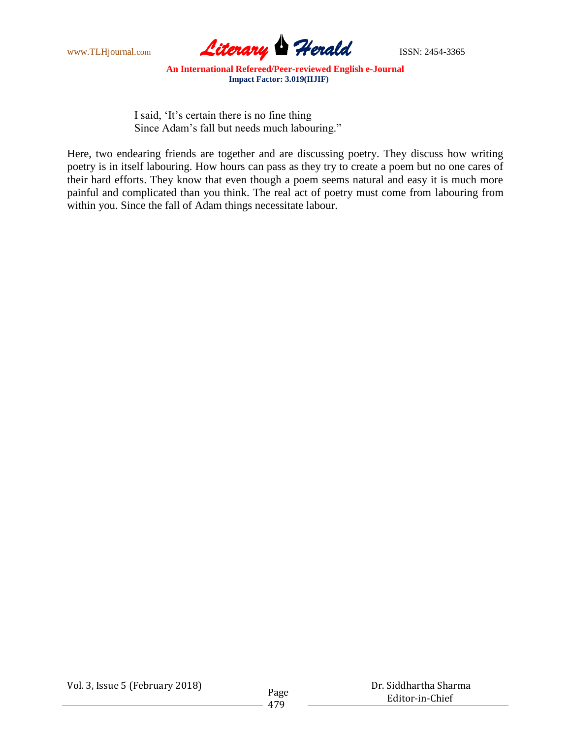I said, 'It's certain there is no fine thing  
Since Adam's fall but needs much labouring."

Here, two endearing friends are together and are discussing poetry. They discuss how writing poetry is in itself labouring. How hours can pass as they try to create a poem but no one cares of their hard efforts. They know that even though a poem seems natural and easy it is much more painful and complicated than you think. The real act of poetry must come from labouring from within you. Since the fall of Adam things necessitate labour.